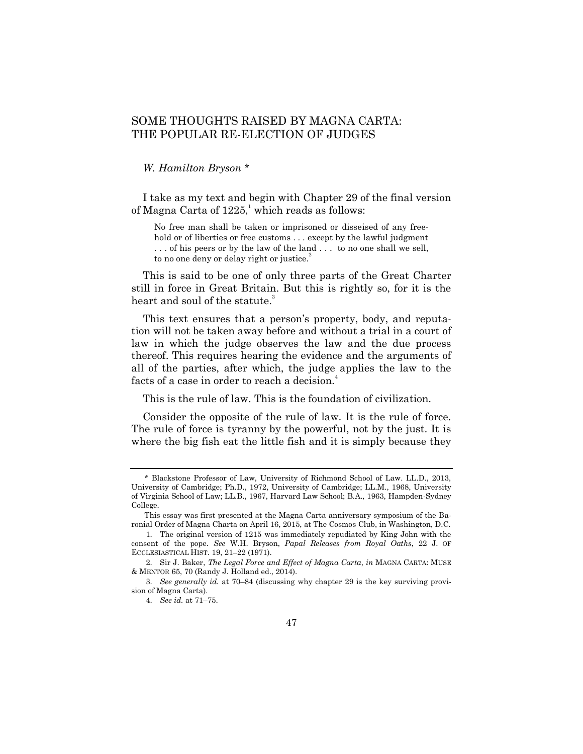# SOME THOUGHTS RAISED BY MAGNA CARTA: THE POPULAR RE-ELECTION OF JUDGES

*W. Hamilton Bryson* *

I take as my text and begin with Chapter 29 of the final version of Magna Carta of 1225,[1] which reads as follows:

> No free man shall be taken or imprisoned or disseised of any freehold or of liberties or free customs . . . except by the lawful judgment . . . of his peers or by the law of the land . . . to no one shall we sell, to no one deny or delay right or justice.[2]

This is said to be one of only three parts of the Great Charter still in force in Great Britain. But this is rightly so, for it is the heart and soul of the statute.[3]

This text ensures that a person's property, body, and reputation will not be taken away before and without a trial in a court of law in which the judge observes the law and the due process thereof. This requires hearing the evidence and the arguments of all of the parties, after which, the judge applies the law to the facts of a case in order to reach a decision.[4]

This is the rule of law. This is the foundation of civilization.

Consider the opposite of the rule of law. It is the rule of force. The rule of force is tyranny by the powerful, not by the just. It is where the big fish eat the little fish and it is simply because they

---

\* Blackstone Professor of Law, University of Richmond School of Law. LL.D., 2013, University of Cambridge; Ph.D., 1972, University of Cambridge; LL.M., 1968, University of Virginia School of Law; LL.B., 1967, Harvard Law School; B.A., 1963, Hampden-Sydney College.

This essay was first presented at the Magna Carta anniversary symposium of the Baronial Order of Magna Charta on April 16, 2015, at The Cosmos Club, in Washington, D.C.

1. The original version of 1215 was immediately repudiated by King John with the consent of the pope. *See* W.H. Bryson, *Papal Releases from Royal Oaths*, 22 J. OF ECCLESIASTICAL HIST. 19, 21–22 (1971).

2. Sir J. Baker, *The Legal Force and Effect of Magna Carta*, *in* MAGNA CARTA: MUSE & MENTOR 65, 70 (Randy J. Holland ed., 2014).

3. *See generally id.* at 70–84 (discussing why chapter 29 is the key surviving provision of Magna Carta).

4. *See id.* at 71–75.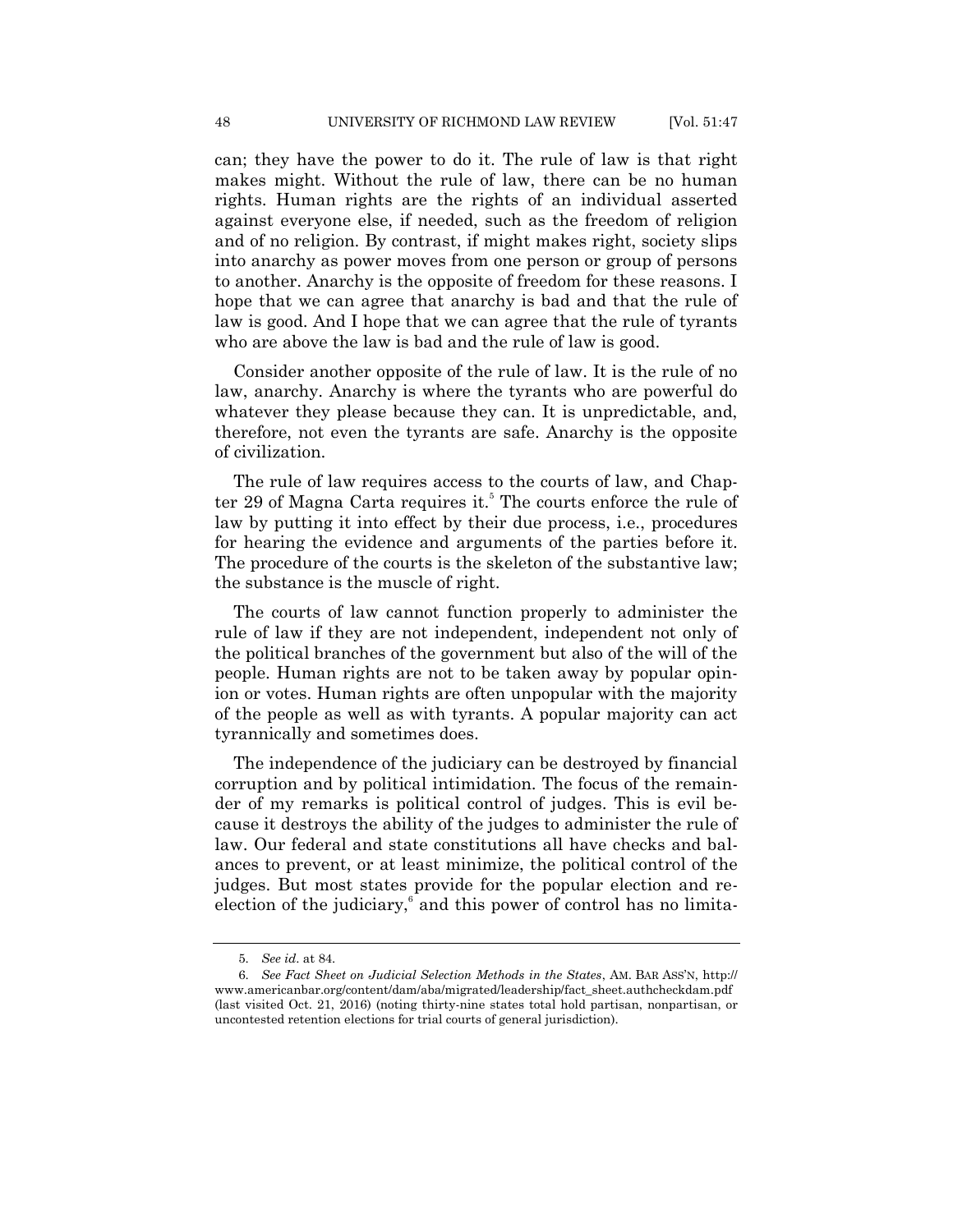can; they have the power to do it. The rule of law is that right makes might. Without the rule of law, there can be no human rights. Human rights are the rights of an individual asserted against everyone else, if needed, such as the freedom of religion and of no religion. By contrast, if might makes right, society slips into anarchy as power moves from one person or group of persons to another. Anarchy is the opposite of freedom for these reasons. I hope that we can agree that anarchy is bad and that the rule of law is good. And I hope that we can agree that the rule of tyrants who are above the law is bad and the rule of law is good.

Consider another opposite of the rule of law. It is the rule of no law, anarchy. Anarchy is where the tyrants who are powerful do whatever they please because they can. It is unpredictable, and, therefore, not even the tyrants are safe. Anarchy is the opposite of civilization.

The rule of law requires access to the courts of law, and Chapter 29 of Magna Carta requires it.[5] The courts enforce the rule of law by putting it into effect by their due process, i.e., procedures for hearing the evidence and arguments of the parties before it. The procedure of the courts is the skeleton of the substantive law; the substance is the muscle of right.

The courts of law cannot function properly to administer the rule of law if they are not independent, independent not only of the political branches of the government but also of the will of the people. Human rights are not to be taken away by popular opinion or votes. Human rights are often unpopular with the majority of the people as well as with tyrants. A popular majority can act tyrannically and sometimes does.

The independence of the judiciary can be destroyed by financial corruption and by political intimidation. The focus of the remainder of my remarks is political control of judges. This is evil because it destroys the ability of the judges to administer the rule of law. Our federal and state constitutions all have checks and balances to prevent, or at least minimize, the political control of the judges. But most states provide for the popular election and reelection of the judiciary,[6] and this power of control has no limita-

---

5. *See id*. at 84.

6. *See Fact Sheet on Judicial Selection Methods in the States*, AM. BAR ASS'N, http://www.americanbar.org/content/dam/aba/migrated/leadership/fact_sheet.authcheckdam.pdf (last visited Oct. 21, 2016) (noting thirty-nine states total hold partisan, nonpartisan, or uncontested retention elections for trial courts of general jurisdiction).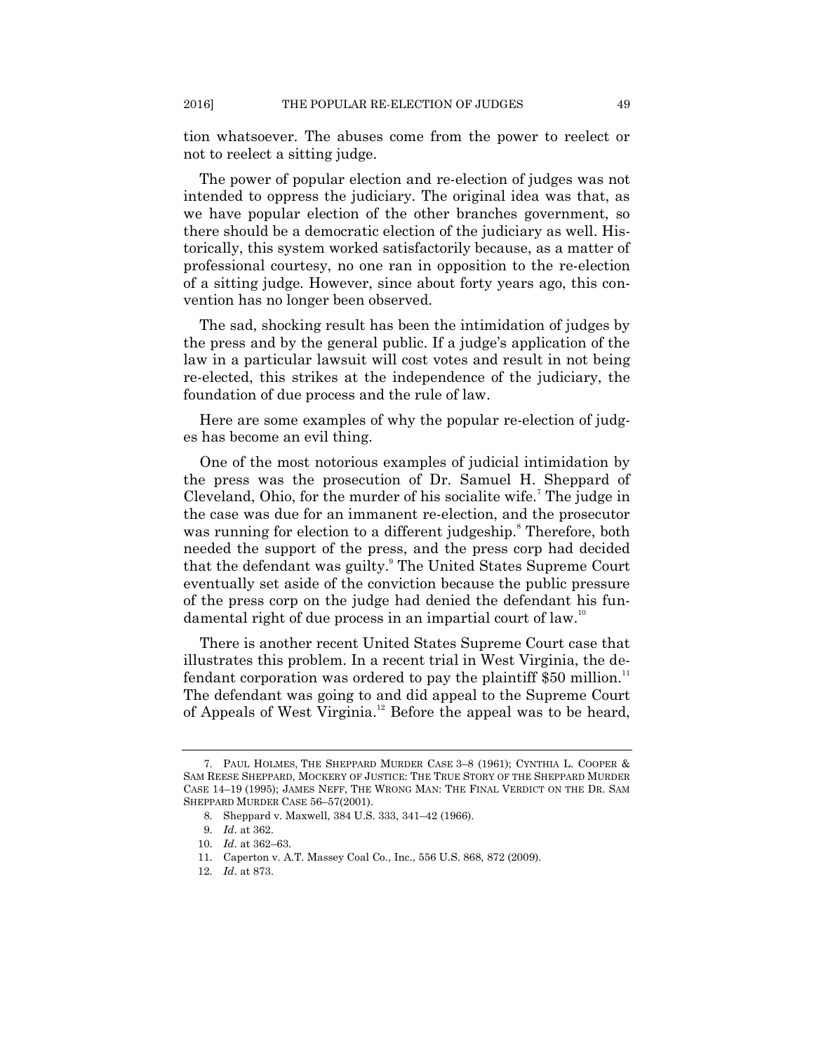tion whatsoever. The abuses come from the power to reelect or not to reelect a sitting judge.

The power of popular election and re-election of judges was not intended to oppress the judiciary. The original idea was that, as we have popular election of the other branches government, so there should be a democratic election of the judiciary as well. Historically, this system worked satisfactorily because, as a matter of professional courtesy, no one ran in opposition to the re-election of a sitting judge. However, since about forty years ago, this convention has no longer been observed.

The sad, shocking result has been the intimidation of judges by the press and by the general public. If a judge's application of the law in a particular lawsuit will cost votes and result in not being re-elected, this strikes at the independence of the judiciary, the foundation of due process and the rule of law.

Here are some examples of why the popular re-election of judges has become an evil thing.

One of the most notorious examples of judicial intimidation by the press was the prosecution of Dr. Samuel H. Sheppard of Cleveland, Ohio, for the murder of his socialite wife.[7] The judge in the case was due for an immanent re-election, and the prosecutor was running for election to a different judgeship.[8] Therefore, both needed the support of the press, and the press corp had decided that the defendant was guilty.[9] The United States Supreme Court eventually set aside of the conviction because the public pressure of the press corp on the judge had denied the defendant his fundamental right of due process in an impartial court of law.[10]

There is another recent United States Supreme Court case that illustrates this problem. In a recent trial in West Virginia, the defendant corporation was ordered to pay the plaintiff $50 million.[11] The defendant was going to and did appeal to the Supreme Court of Appeals of West Virginia.[12] Before the appeal was to be heard,

---

7. PAUL HOLMES, THE SHEPPARD MURDER CASE 3–8 (1961); CYNTHIA L. COOPER & SAM REESE SHEPPARD, MOCKERY OF JUSTICE: THE TRUE STORY OF THE SHEPPARD MURDER CASE 14–19 (1995); JAMES NEFF, THE WRONG MAN: THE FINAL VERDICT ON THE DR. SAM SHEPPARD MURDER CASE 56–57(2001).

8. Sheppard v. Maxwell, 384 U.S. 333, 341–42 (1966).

9. *Id*. at 362.

10. *Id*. at 362–63.

11. Caperton v. A.T. Massey Coal Co., Inc., 556 U.S. 868, 872 (2009).

12. *Id*. at 873.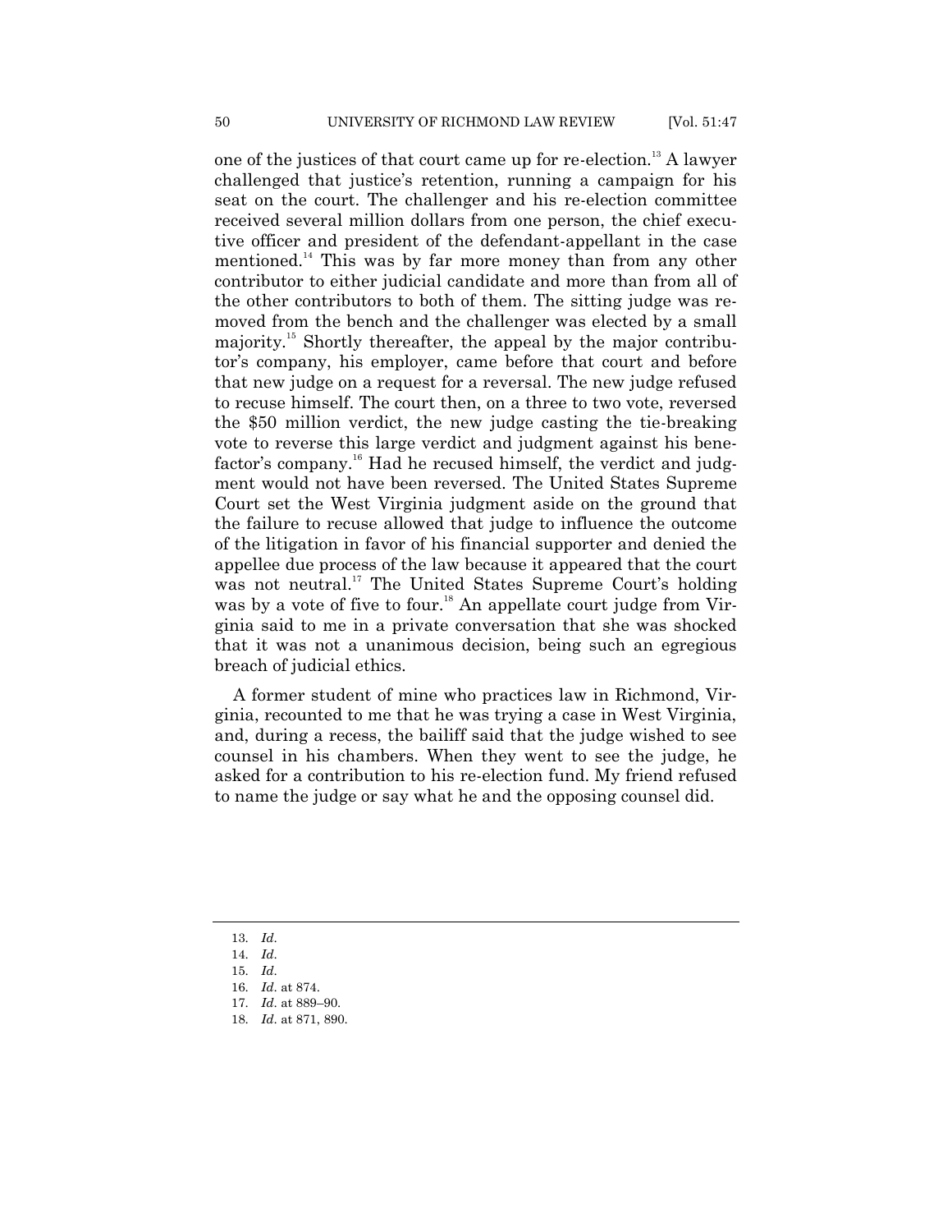one of the justices of that court came up for re-election.[13] A lawyer challenged that justice's retention, running a campaign for his seat on the court. The challenger and his re-election committee received several million dollars from one person, the chief executive officer and president of the defendant-appellant in the case mentioned.[14] This was by far more money than from any other contributor to either judicial candidate and more than from all of the other contributors to both of them. The sitting judge was removed from the bench and the challenger was elected by a small majority.[15] Shortly thereafter, the appeal by the major contributor's company, his employer, came before that court and before that new judge on a request for a reversal. The new judge refused to recuse himself. The court then, on a three to two vote, reversed the $50 million verdict, the new judge casting the tie-breaking vote to reverse this large verdict and judgment against his benefactor's company.[16] Had he recused himself, the verdict and judgment would not have been reversed. The United States Supreme Court set the West Virginia judgment aside on the ground that the failure to recuse allowed that judge to influence the outcome of the litigation in favor of his financial supporter and denied the appellee due process of the law because it appeared that the court was not neutral.[17] The United States Supreme Court's holding was by a vote of five to four.[18] An appellate court judge from Virginia said to me in a private conversation that she was shocked that it was not a unanimous decision, being such an egregious breach of judicial ethics.

A former student of mine who practices law in Richmond, Virginia, recounted to me that he was trying a case in West Virginia, and, during a recess, the bailiff said that the judge wished to see counsel in his chambers. When they went to see the judge, he asked for a contribution to his re-election fund. My friend refused to name the judge or say what he and the opposing counsel did.

---

13. *Id*.
14. *Id*.
15. *Id*.
16. *Id*. at 874.
17. *Id*. at 889–90.
18. *Id*. at 871, 890.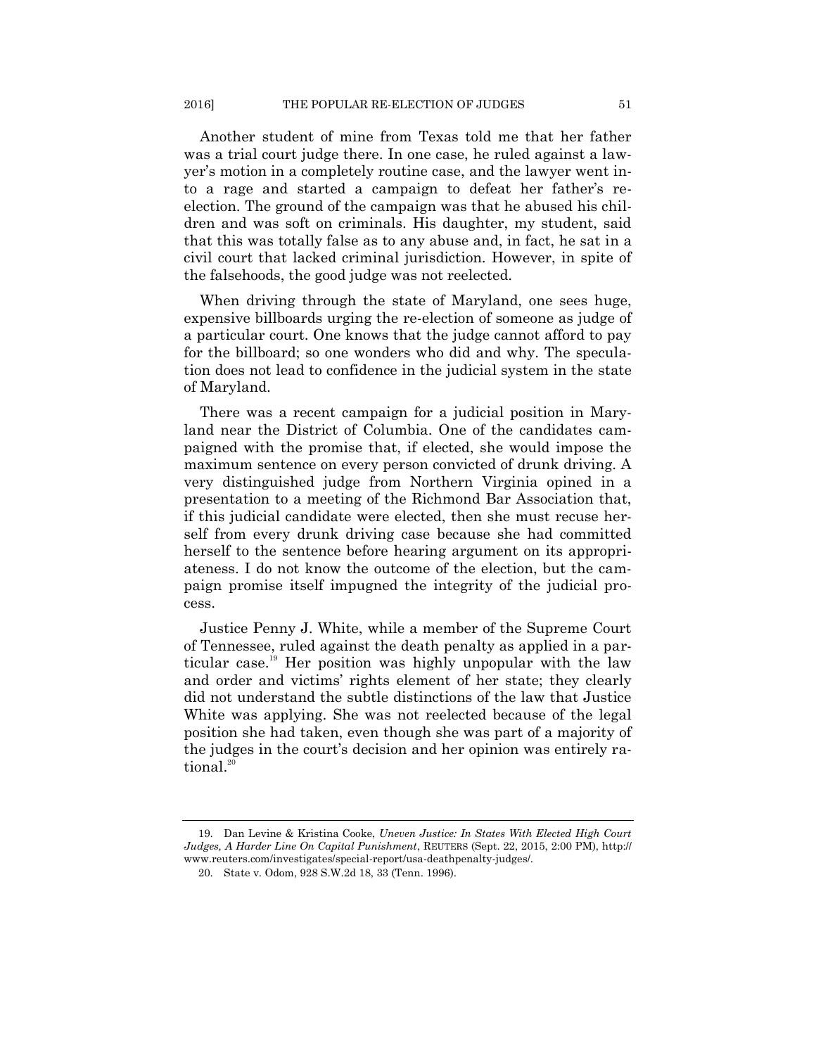Another student of mine from Texas told me that her father was a trial court judge there. In one case, he ruled against a lawyer's motion in a completely routine case, and the lawyer went into a rage and started a campaign to defeat her father's re-election. The ground of the campaign was that he abused his children and was soft on criminals. His daughter, my student, said that this was totally false as to any abuse and, in fact, he sat in a civil court that lacked criminal jurisdiction. However, in spite of the falsehoods, the good judge was not reelected.

When driving through the state of Maryland, one sees huge, expensive billboards urging the re-election of someone as judge of a particular court. One knows that the judge cannot afford to pay for the billboard; so one wonders who did and why. The speculation does not lead to confidence in the judicial system in the state of Maryland.

There was a recent campaign for a judicial position in Maryland near the District of Columbia. One of the candidates campaigned with the promise that, if elected, she would impose the maximum sentence on every person convicted of drunk driving. A very distinguished judge from Northern Virginia opined in a presentation to a meeting of the Richmond Bar Association that, if this judicial candidate were elected, then she must recuse herself from every drunk driving case because she had committed herself to the sentence before hearing argument on its appropriateness. I do not know the outcome of the election, but the campaign promise itself impugned the integrity of the judicial process.

Justice Penny J. White, while a member of the Supreme Court of Tennessee, ruled against the death penalty as applied in a particular case.[19] Her position was highly unpopular with the law and order and victims' rights element of her state; they clearly did not understand the subtle distinctions of the law that Justice White was applying. She was not reelected because of the legal position she had taken, even though she was part of a majority of the judges in the court's decision and her opinion was entirely rational.[20]

---

19. Dan Levine & Kristina Cooke, *Uneven Justice: In States With Elected High Court Judges, A Harder Line On Capital Punishment*, REUTERS (Sept. 22, 2015, 2:00 PM), http://www.reuters.com/investigates/special-report/usa-deathpenalty-judges/.

20. State v. Odom, 928 S.W.2d 18, 33 (Tenn. 1996).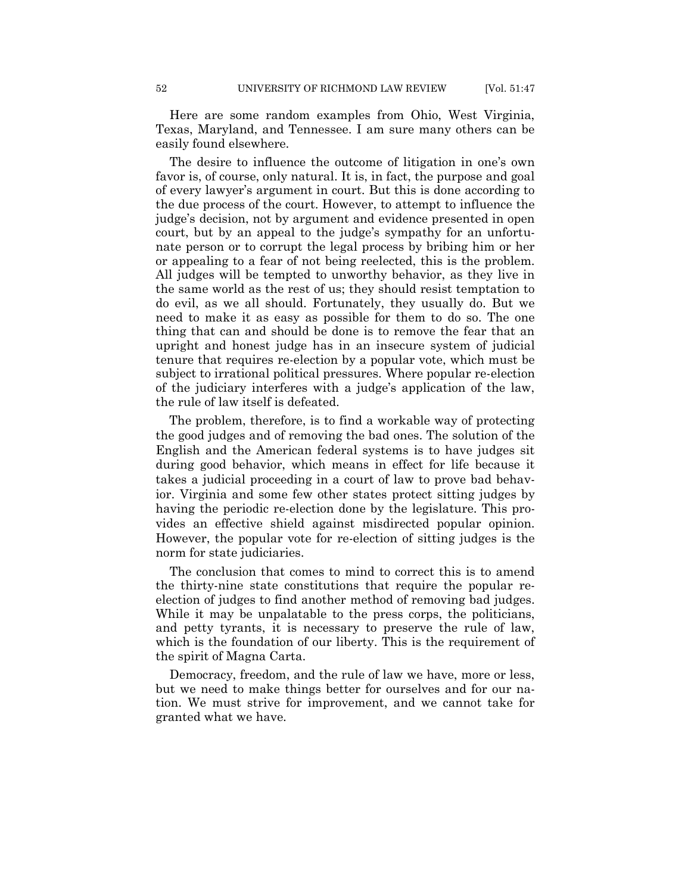Here are some random examples from Ohio, West Virginia, Texas, Maryland, and Tennessee. I am sure many others can be easily found elsewhere.

The desire to influence the outcome of litigation in one's own favor is, of course, only natural. It is, in fact, the purpose and goal of every lawyer's argument in court. But this is done according to the due process of the court. However, to attempt to influence the judge's decision, not by argument and evidence presented in open court, but by an appeal to the judge's sympathy for an unfortunate person or to corrupt the legal process by bribing him or her or appealing to a fear of not being reelected, this is the problem. All judges will be tempted to unworthy behavior, as they live in the same world as the rest of us; they should resist temptation to do evil, as we all should. Fortunately, they usually do. But we need to make it as easy as possible for them to do so. The one thing that can and should be done is to remove the fear that an upright and honest judge has in an insecure system of judicial tenure that requires re-election by a popular vote, which must be subject to irrational political pressures. Where popular re-election of the judiciary interferes with a judge's application of the law, the rule of law itself is defeated.

The problem, therefore, is to find a workable way of protecting the good judges and of removing the bad ones. The solution of the English and the American federal systems is to have judges sit during good behavior, which means in effect for life because it takes a judicial proceeding in a court of law to prove bad behavior. Virginia and some few other states protect sitting judges by having the periodic re-election done by the legislature. This provides an effective shield against misdirected popular opinion. However, the popular vote for re-election of sitting judges is the norm for state judiciaries.

The conclusion that comes to mind to correct this is to amend the thirty-nine state constitutions that require the popular re-election of judges to find another method of removing bad judges. While it may be unpalatable to the press corps, the politicians, and petty tyrants, it is necessary to preserve the rule of law, which is the foundation of our liberty. This is the requirement of the spirit of Magna Carta.

Democracy, freedom, and the rule of law we have, more or less, but we need to make things better for ourselves and for our nation. We must strive for improvement, and we cannot take for granted what we have.